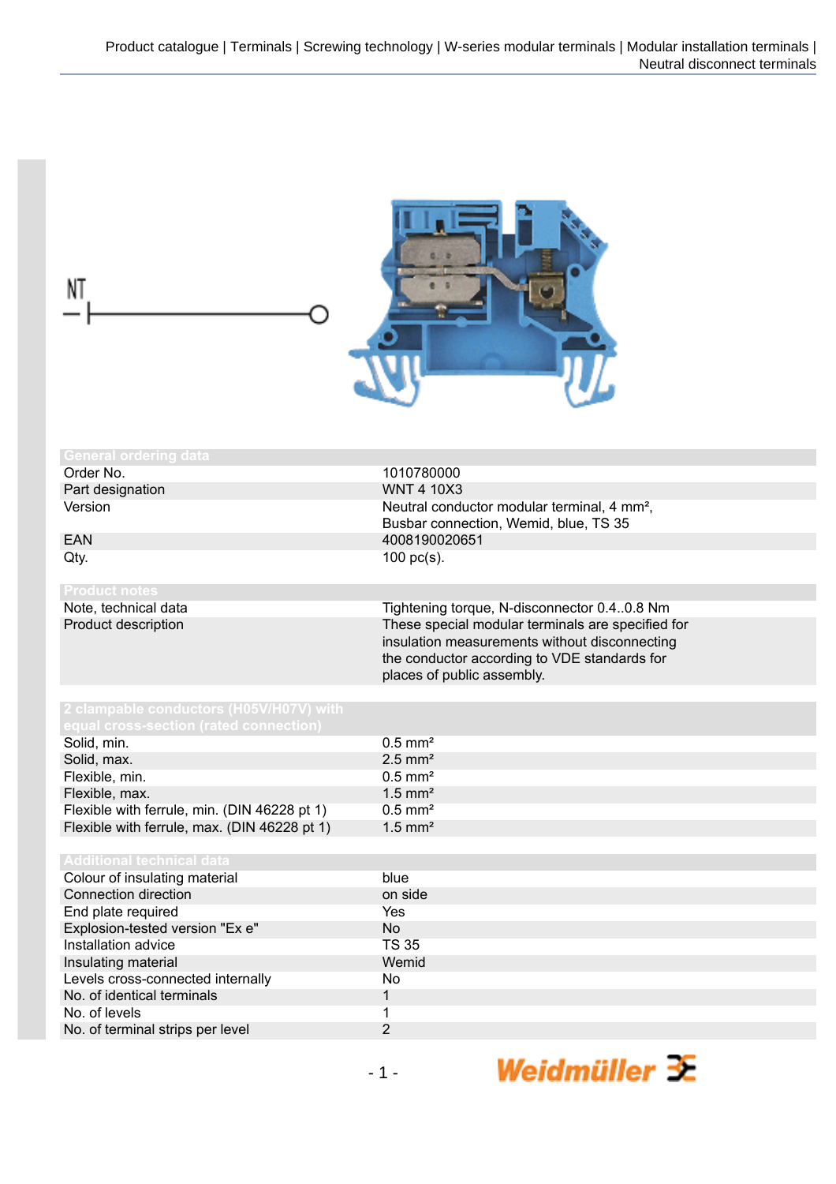Product catalogue | Terminals | Screwing technology | W-series modular terminals | Modular installation terminals | Neutral disconnect terminals

NT

| General ordering data | |
|---|---|
| Order No. | 1010780000 |
| Part designation | WNT 4 10X3 |
| Version | Neutral conductor modular terminal, 4 mm², Busbar connection, Wemid, blue, TS 35 |
| EAN | 4008190020651 |
| Qty. | 100 pc(s). |

| Product notes | |
|---|---|
| Note, technical data | Tightening torque, N-disconnector 0.4..0.8 Nm |
| Product description | These special modular terminals are specified for insulation measurements without disconnecting the conductor according to VDE standards for places of public assembly. |

| 2 clampable conductors (H05V/H07V) with equal cross-section (rated connection) | |
|---|---|
| Solid, min. | 0.5 mm² |
| Solid, max. | 2.5 mm² |
| Flexible, min. | 0.5 mm² |
| Flexible, max. | 1.5 mm² |
| Flexible with ferrule, min. (DIN 46228 pt 1) | 0.5 mm² |
| Flexible with ferrule, max. (DIN 46228 pt 1) | 1.5 mm² |

| Additional technical data | |
|---|---|
| Colour of insulating material | blue |
| Connection direction | on side |
| End plate required | Yes |
| Explosion-tested version "Ex e" | No |
| Installation advice | TS 35 |
| Insulating material | Wemid |
| Levels cross-connected internally | No |
| No. of identical terminals | 1 |
| No. of levels | 1 |
| No. of terminal strips per level | 2 |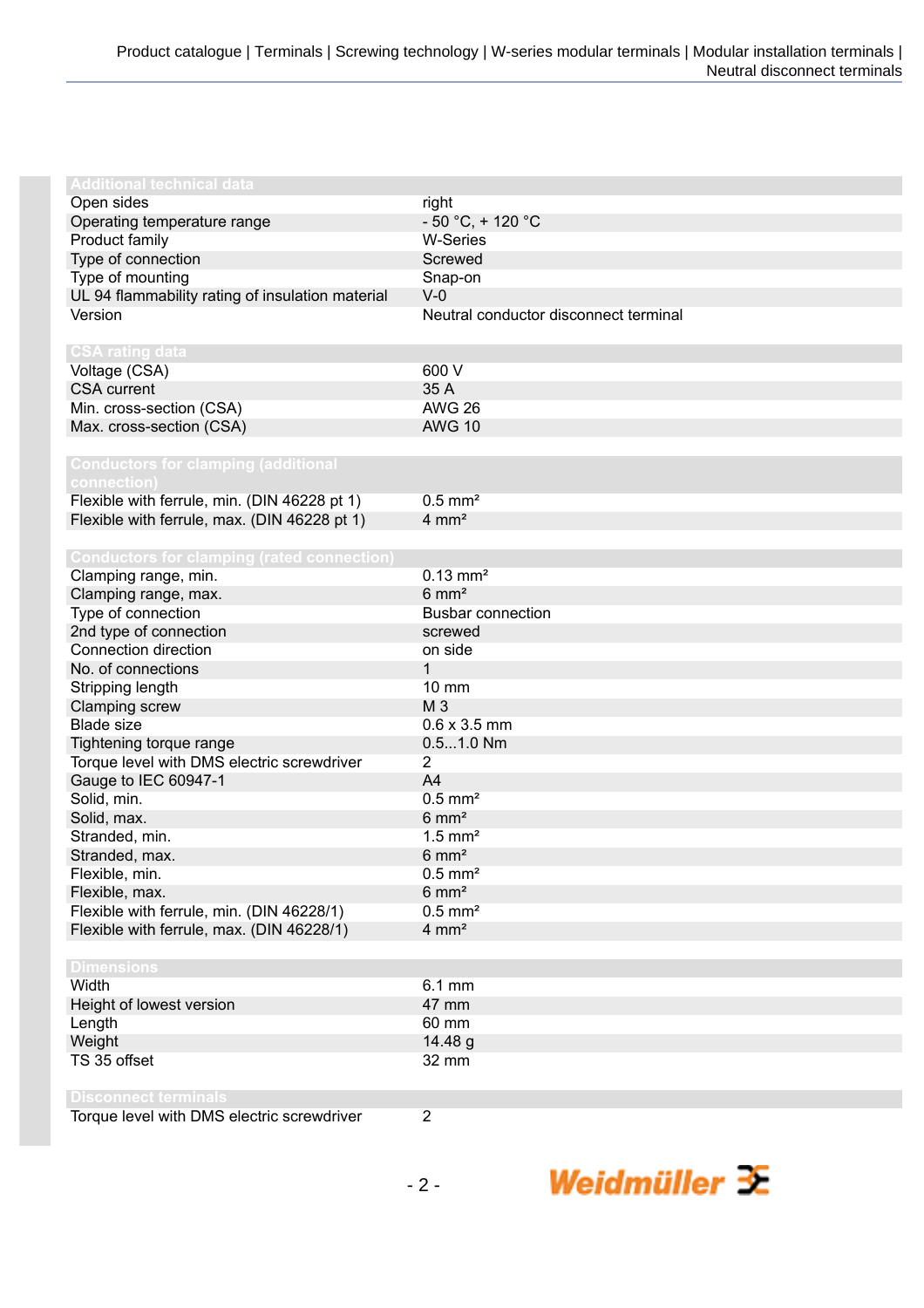| Additional technical data | |
|---|---|
| Open sides | right |
| Operating temperature range | - 50 °C, + 120 °C |
| Product family | W-Series |
| Type of connection | Screwed |
| Type of mounting | Snap-on |
| UL 94 flammability rating of insulation material | V-0 |
| Version | Neutral conductor disconnect terminal |

| CSA rating data | |
|---|---|
| Voltage (CSA) | 600 V |
| CSA current | 35 A |
| Min. cross-section (CSA) | AWG 26 |
| Max. cross-section (CSA) | AWG 10 |

| Conductors for clamping (additional connection) | |
|---|---|
| Flexible with ferrule, min. (DIN 46228 pt 1) | 0.5 mm² |
| Flexible with ferrule, max. (DIN 46228 pt 1) | 4 mm² |

| Conductors for clamping (rated connection) | |
|---|---|
| Clamping range, min. | 0.13 mm² |
| Clamping range, max. | 6 mm² |
| Type of connection | Busbar connection |
| 2nd type of connection | screwed |
| Connection direction | on side |
| No. of connections | 1 |
| Stripping length | 10 mm |
| Clamping screw | M 3 |
| Blade size | 0.6 x 3.5 mm |
| Tightening torque range | 0.5...1.0 Nm |
| Torque level with DMS electric screwdriver | 2 |
| Gauge to IEC 60947-1 | A4 |
| Solid, min. | 0.5 mm² |
| Solid, max. | 6 mm² |
| Stranded, min. | 1.5 mm² |
| Stranded, max. | 6 mm² |
| Flexible, min. | 0.5 mm² |
| Flexible, max. | 6 mm² |
| Flexible with ferrule, min. (DIN 46228/1) | 0.5 mm² |
| Flexible with ferrule, max. (DIN 46228/1) | 4 mm² |

| Dimensions | |
|---|---|
| Width | 6.1 mm |
| Height of lowest version | 47 mm |
| Length | 60 mm |
| Weight | 14.48 g |
| TS 35 offset | 32 mm |

| Disconnect terminals | |
|---|---|
| Torque level with DMS electric screwdriver | 2 |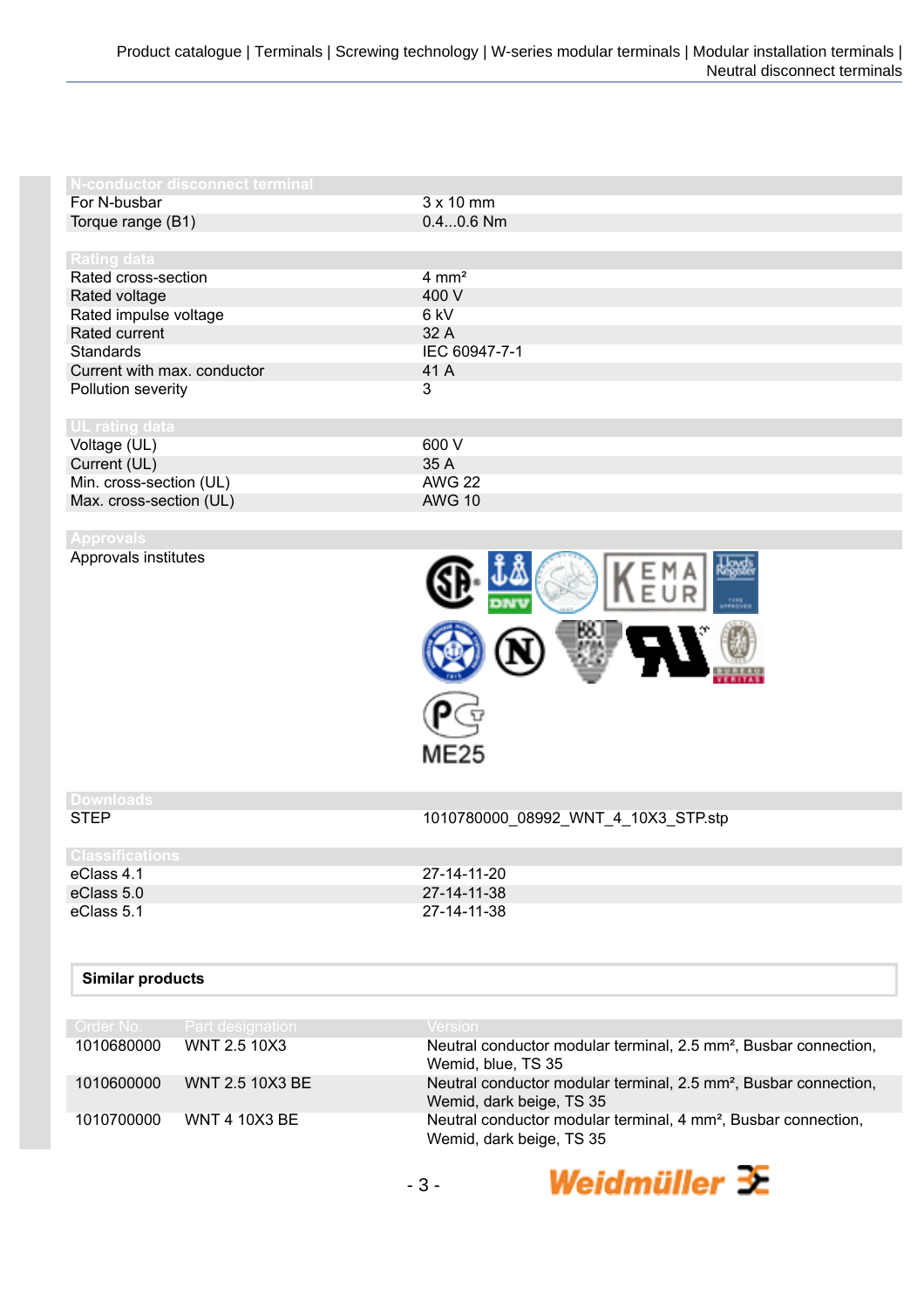| N-conductor disconnect terminal | |
|---|---|
| For N-busbar | 3 x 10 mm |
| Torque range (B1) | 0.4...0.6 Nm |

| Rating data | |
|---|---|
| Rated cross-section | 4 mm² |
| Rated voltage | 400 V |
| Rated impulse voltage | 6 kV |
| Rated current | 32 A |
| Standards | IEC 60947-7-1 |
| Current with max. conductor | 41 A |
| Pollution severity | 3 |

| UL rating data | |
|---|---|
| Voltage (UL) | 600 V |
| Current (UL) | 35 A |
| Min. cross-section (UL) | AWG 22 |
| Max. cross-section (UL) | AWG 10 |

| Approvals | |
|---|---|
| Approvals institutes | ME25 |

| Downloads | |
|---|---|
| STEP | 1010780000_08992_WNT_4_10X3_STP.stp |

| Classifications | |
|---|---|
| eClass 4.1 | 27-14-11-20 |
| eClass 5.0 | 27-14-11-38 |
| eClass 5.1 | 27-14-11-38 |

**Similar products**

| Order No. | Part designation | Version |
|---|---|---|
| 1010680000 | WNT 2.5 10X3 | Neutral conductor modular terminal, 2.5 mm², Busbar connection, Wemid, blue, TS 35 |
| 1010600000 | WNT 2.5 10X3 BE | Neutral conductor modular terminal, 2.5 mm², Busbar connection, Wemid, dark beige, TS 35 |
| 1010700000 | WNT 4 10X3 BE | Neutral conductor modular terminal, 4 mm², Busbar connection, Wemid, dark beige, TS 35 |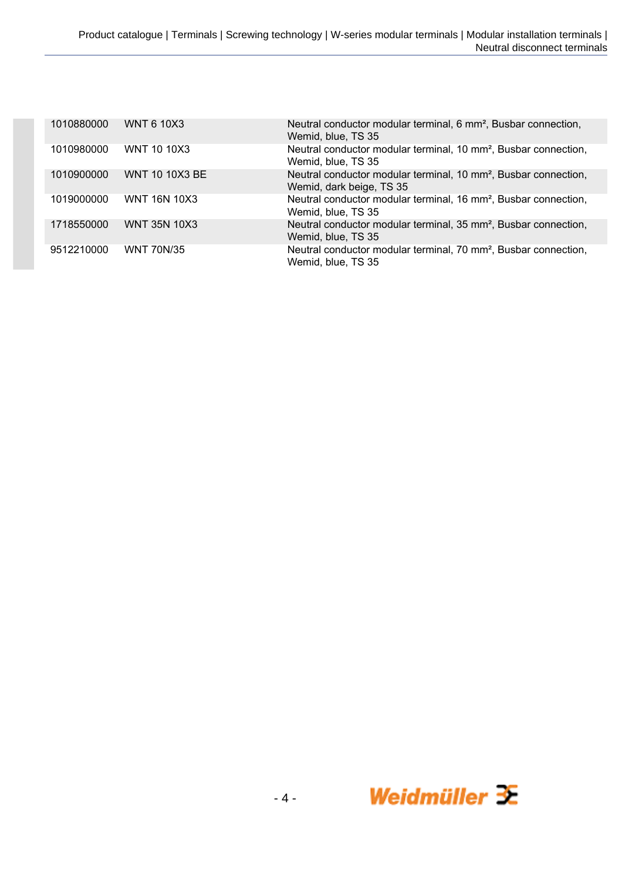| | | |
|---|---|---|
| 1010880000 | WNT 6 10X3 | Neutral conductor modular terminal, 6 mm², Busbar connection, Wemid, blue, TS 35 |
| 1010980000 | WNT 10 10X3 | Neutral conductor modular terminal, 10 mm², Busbar connection, Wemid, blue, TS 35 |
| 1010900000 | WNT 10 10X3 BE | Neutral conductor modular terminal, 10 mm², Busbar connection, Wemid, dark beige, TS 35 |
| 1019000000 | WNT 16N 10X3 | Neutral conductor modular terminal, 16 mm², Busbar connection, Wemid, blue, TS 35 |
| 1718550000 | WNT 35N 10X3 | Neutral conductor modular terminal, 35 mm², Busbar connection, Wemid, blue, TS 35 |
| 9512210000 | WNT 70N/35 | Neutral conductor modular terminal, 70 mm², Busbar connection, Wemid, blue, TS 35 |